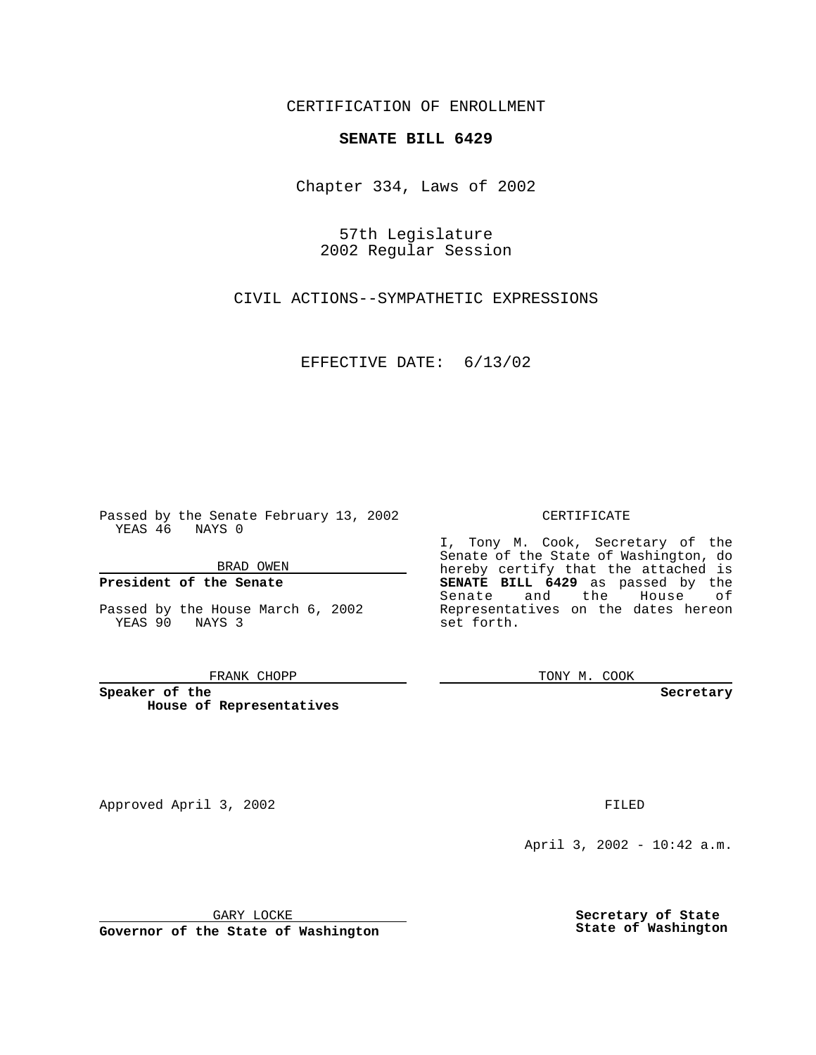CERTIFICATION OF ENROLLMENT

**SENATE BILL 6429**

Chapter 334, Laws of 2002

57th Legislature
2002 Regular Session

CIVIL ACTIONS--SYMPATHETIC EXPRESSIONS

EFFECTIVE DATE: 6/13/02

Passed by the Senate February 13, 2002
YEAS 46 NAYS 0

BRAD OWEN

**President of the Senate**

Passed by the House March 6, 2002
YEAS 90 NAYS 3

FRANK CHOPP

**Speaker of the House of Representatives**

CERTIFICATE

I, Tony M. Cook, Secretary of the Senate of the State of Washington, do hereby certify that the attached is **SENATE BILL 6429** as passed by the Senate and the House of Representatives on the dates hereon set forth.

TONY M. COOK

**Secretary**

Approved April 3, 2002

GARY LOCKE

**Governor of the State of Washington**

FILED

April 3, 2002 - 10:42 a.m.

**Secretary of State State of Washington**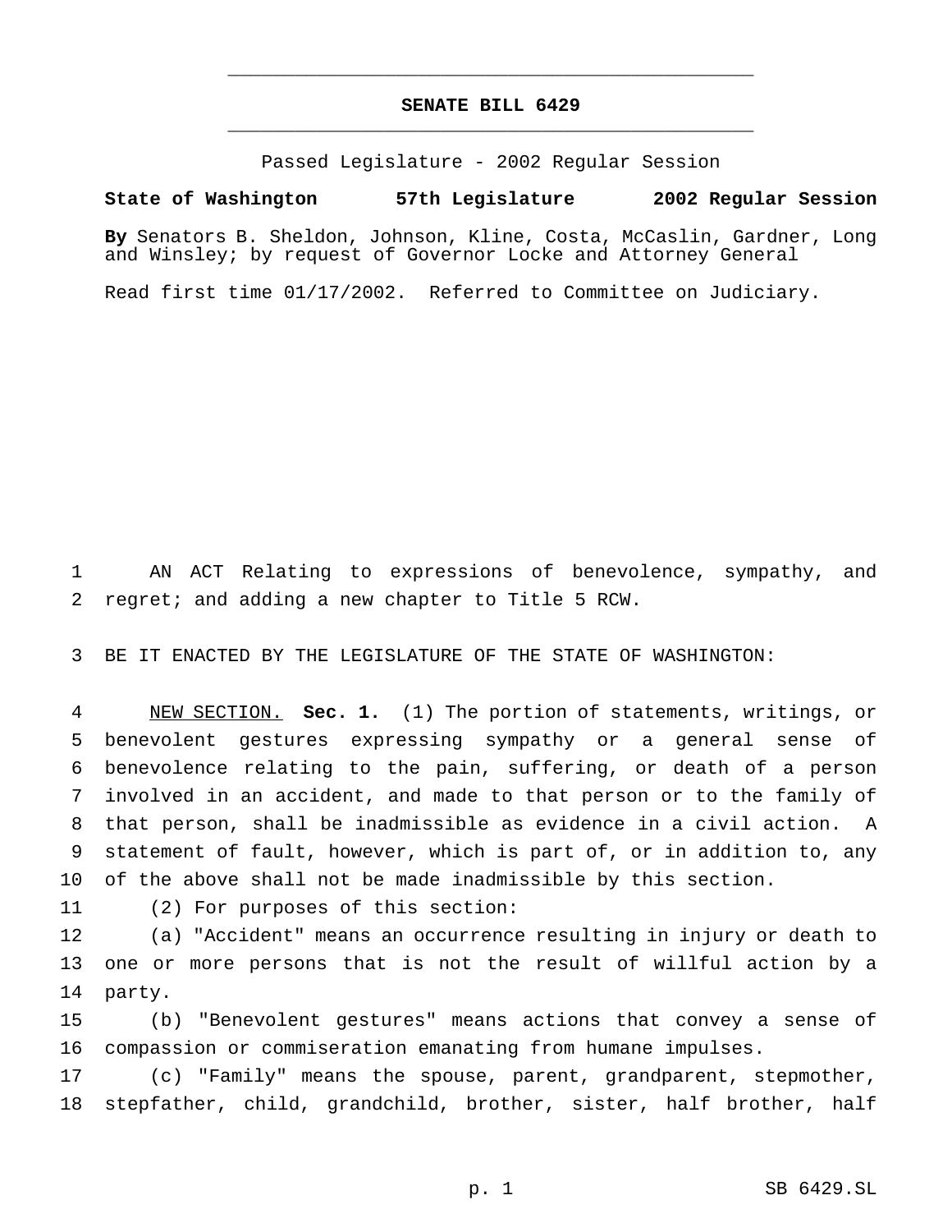# SENATE BILL 6429

Passed Legislature - 2002 Regular Session

**State of Washington 57th Legislature 2002 Regular Session**

**By** Senators B. Sheldon, Johnson, Kline, Costa, McCaslin, Gardner, Long and Winsley; by request of Governor Locke and Attorney General

Read first time 01/17/2002. Referred to Committee on Judiciary.

1 AN ACT Relating to expressions of benevolence, sympathy, and
2 regret; and adding a new chapter to Title 5 RCW.

3 BE IT ENACTED BY THE LEGISLATURE OF THE STATE OF WASHINGTON:

4 NEW SECTION. **Sec. 1.** (1) The portion of statements, writings, or
5 benevolent gestures expressing sympathy or a general sense of
6 benevolence relating to the pain, suffering, or death of a person
7 involved in an accident, and made to that person or to the family of
8 that person, shall be inadmissible as evidence in a civil action. A
9 statement of fault, however, which is part of, or in addition to, any
10 of the above shall not be made inadmissible by this section.

11 (2) For purposes of this section:

12 (a) "Accident" means an occurrence resulting in injury or death to
13 one or more persons that is not the result of willful action by a
14 party.

15 (b) "Benevolent gestures" means actions that convey a sense of
16 compassion or commiseration emanating from humane impulses.

17 (c) "Family" means the spouse, parent, grandparent, stepmother,
18 stepfather, child, grandchild, brother, sister, half brother, half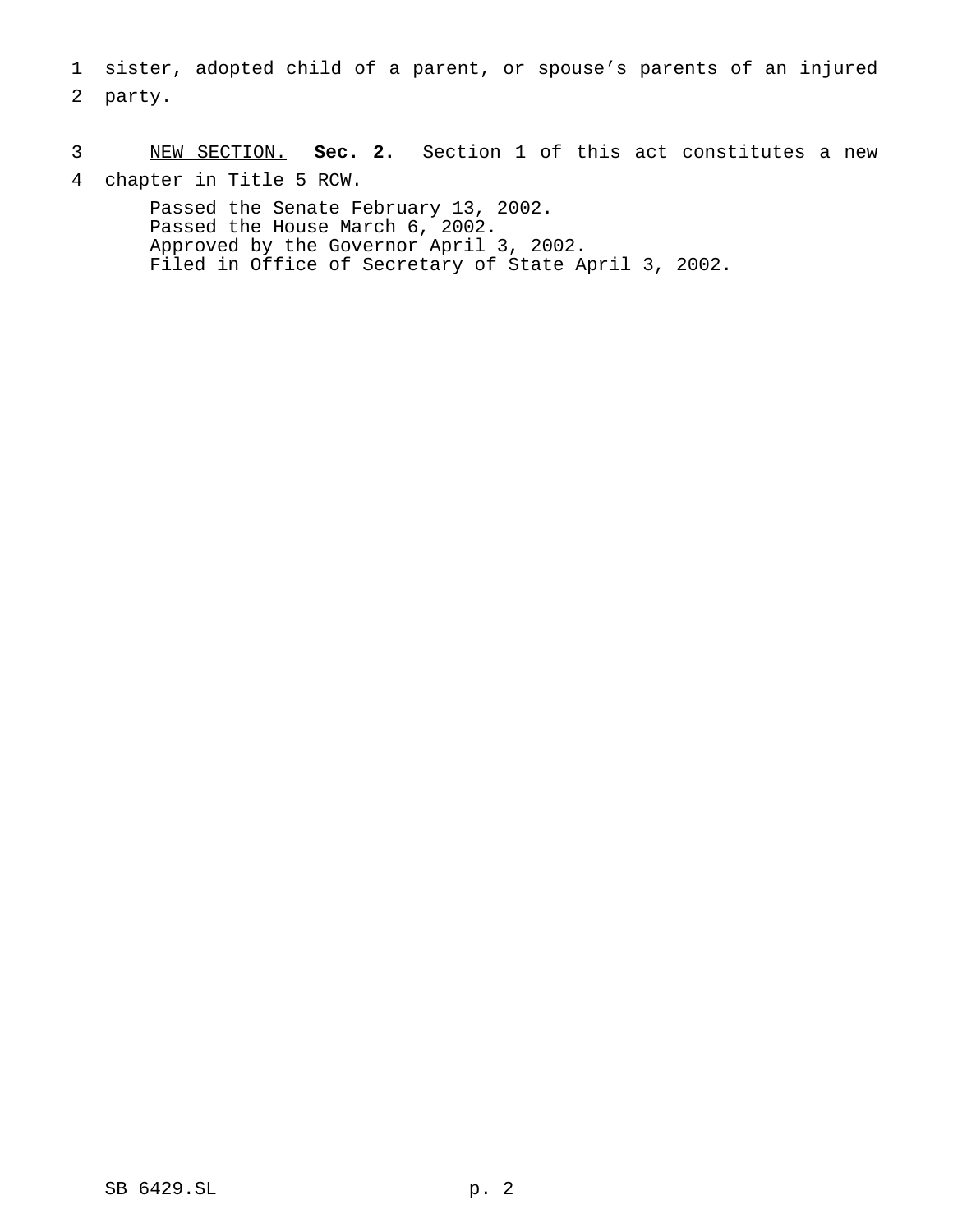sister, adopted child of a parent, or spouse's parents of an injured party.

NEW SECTION. **Sec. 2.** Section 1 of this act constitutes a new chapter in Title 5 RCW.

Passed the Senate February 13, 2002.
Passed the House March 6, 2002.
Approved by the Governor April 3, 2002.
Filed in Office of Secretary of State April 3, 2002.